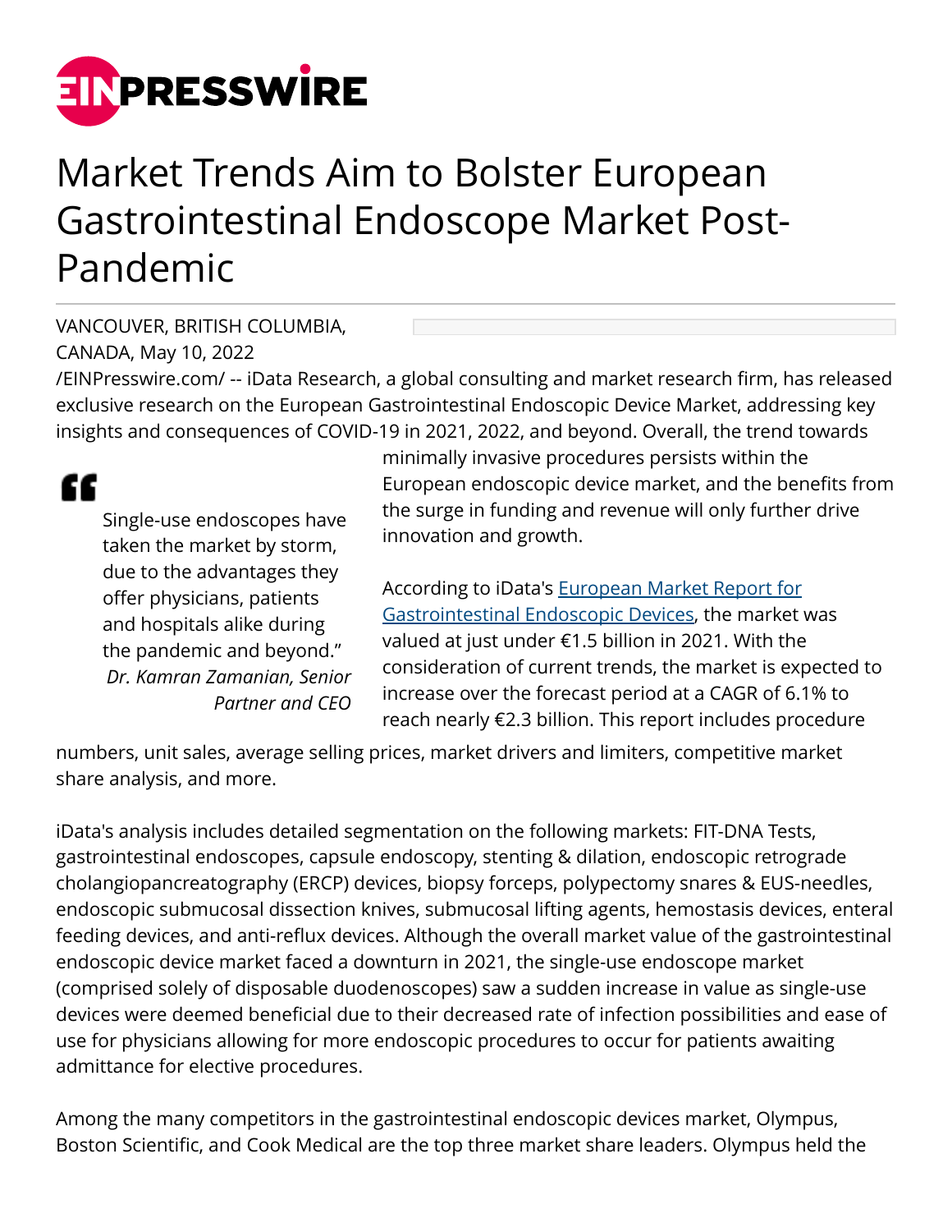# Market Trends Aim to Bolster European Gastrointestinal Endoscope Market Post-Pandemic

VANCOUVER, BRITISH COLUMBIA, CANADA, May 10, 2022 /EINPresswire.com/ -- iData Research, a global consulting and market research firm, has released exclusive research on the European Gastrointestinal Endoscopic Device Market, addressing key insights and consequences of COVID-19 in 2021, 2022, and beyond. Overall, the trend towards minimally invasive procedures persists within the European endoscopic device market, and the benefits from the surge in funding and revenue will only further drive innovation and growth.

> Single-use endoscopes have taken the market by storm, due to the advantages they offer physicians, patients and hospitals alike during the pandemic and beyond."
>
> *Dr. Kamran Zamanian, Senior Partner and CEO*

According to iData's [European Market Report for Gastrointestinal Endoscopic Devices](), the market was valued at just under €1.5 billion in 2021. With the consideration of current trends, the market is expected to increase over the forecast period at a CAGR of 6.1% to reach nearly €2.3 billion. This report includes procedure numbers, unit sales, average selling prices, market drivers and limiters, competitive market share analysis, and more.

iData's analysis includes detailed segmentation on the following markets: FIT-DNA Tests, gastrointestinal endoscopes, capsule endoscopy, stenting & dilation, endoscopic retrograde cholangiopancreatography (ERCP) devices, biopsy forceps, polypectomy snares & EUS-needles, endoscopic submucosal dissection knives, submucosal lifting agents, hemostasis devices, enteral feeding devices, and anti-reflux devices. Although the overall market value of the gastrointestinal endoscopic device market faced a downturn in 2021, the single-use endoscope market (comprised solely of disposable duodenoscopes) saw a sudden increase in value as single-use devices were deemed beneficial due to their decreased rate of infection possibilities and ease of use for physicians allowing for more endoscopic procedures to occur for patients awaiting admittance for elective procedures.

Among the many competitors in the gastrointestinal endoscopic devices market, Olympus, Boston Scientific, and Cook Medical are the top three market share leaders. Olympus held the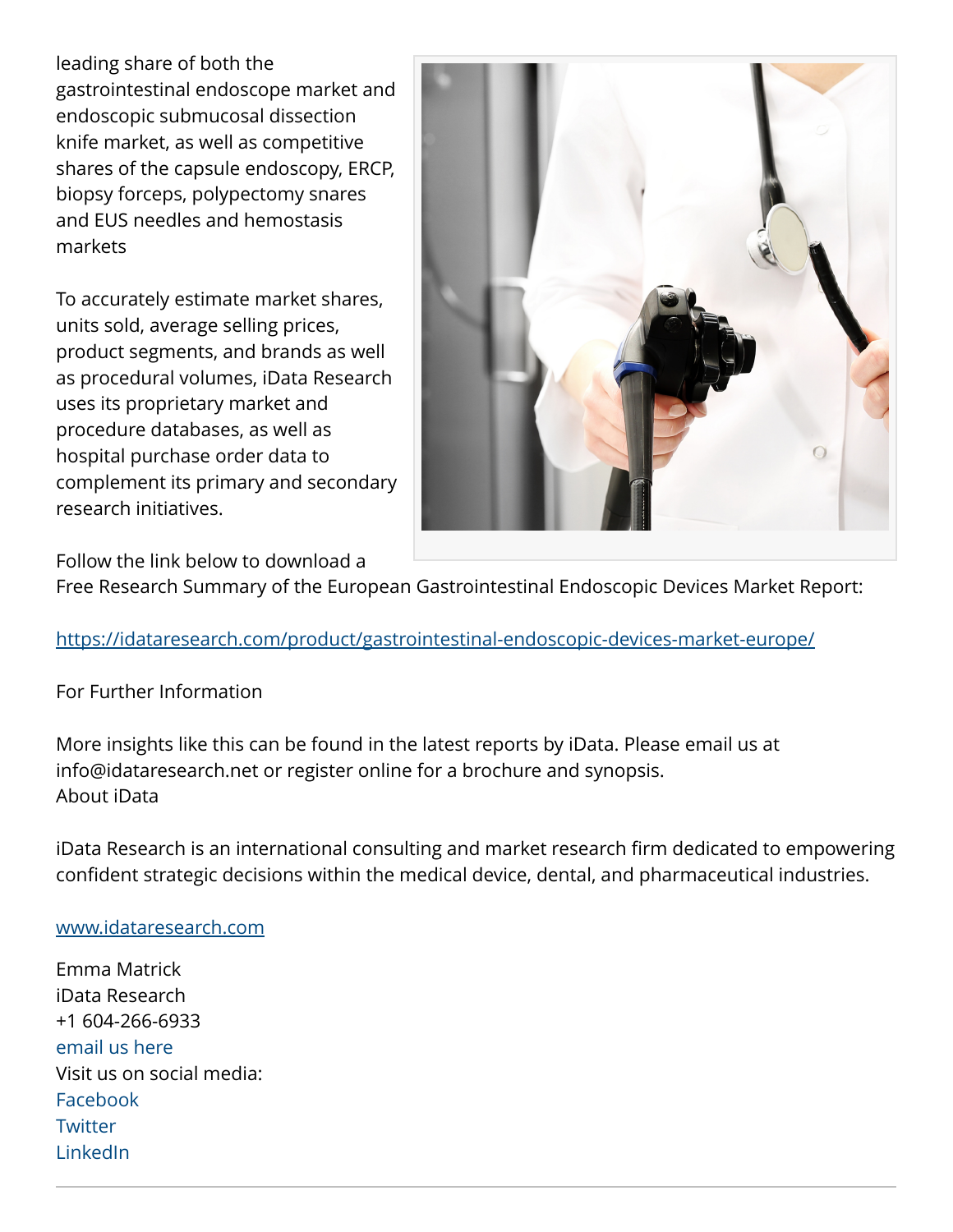leading share of both the gastrointestinal endoscope market and endoscopic submucosal dissection knife market, as well as competitive shares of the capsule endoscopy, ERCP, biopsy forceps, polypectomy snares and EUS needles and hemostasis markets

To accurately estimate market shares, units sold, average selling prices, product segments, and brands as well as procedural volumes, iData Research uses its proprietary market and procedure databases, as well as hospital purchase order data to complement its primary and secondary research initiatives.

Follow the link below to download a Free Research Summary of the European Gastrointestinal Endoscopic Devices Market Report:

[https://idataresearch.com/product/gastrointestinal-endoscopic-devices-market-europe/](https://idataresearch.com/product/gastrointestinal-endoscopic-devices-market-europe/)

For Further Information

More insights like this can be found in the latest reports by iData. Please email us at info@idataresearch.net or register online for a brochure and synopsis.
About iData

iData Research is an international consulting and market research firm dedicated to empowering confident strategic decisions within the medical device, dental, and pharmaceutical industries.

[www.idataresearch.com](www.idataresearch.com)

Emma Matrick
iData Research
+1 604-266-6933
email us here
Visit us on social media:
Facebook
Twitter
LinkedIn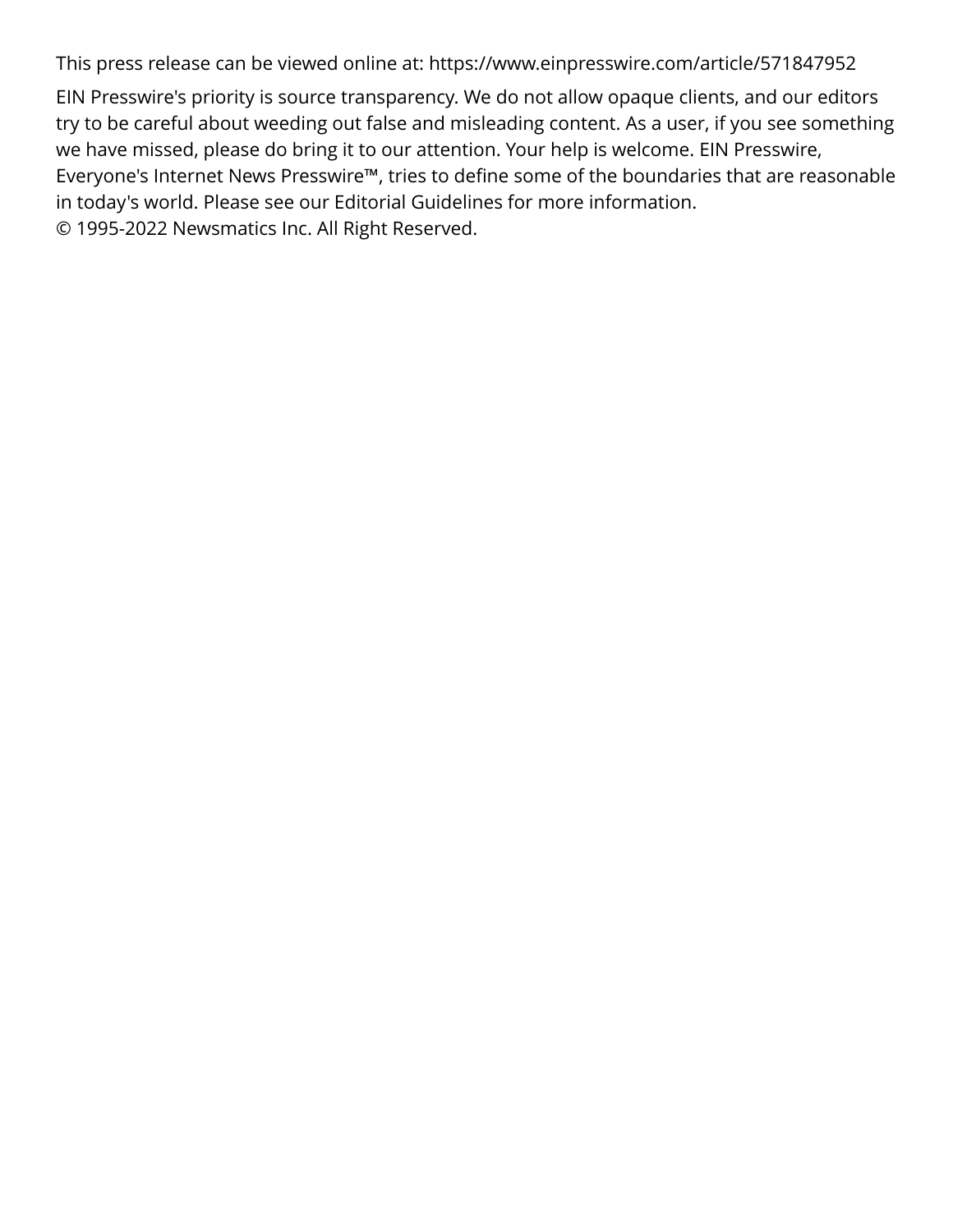This press release can be viewed online at: https://www.einpresswire.com/article/571847952

EIN Presswire's priority is source transparency. We do not allow opaque clients, and our editors try to be careful about weeding out false and misleading content. As a user, if you see something we have missed, please do bring it to our attention. Your help is welcome. EIN Presswire, Everyone's Internet News Presswire™, tries to define some of the boundaries that are reasonable in today's world. Please see our Editorial Guidelines for more information.
© 1995-2022 Newsmatics Inc. All Right Reserved.